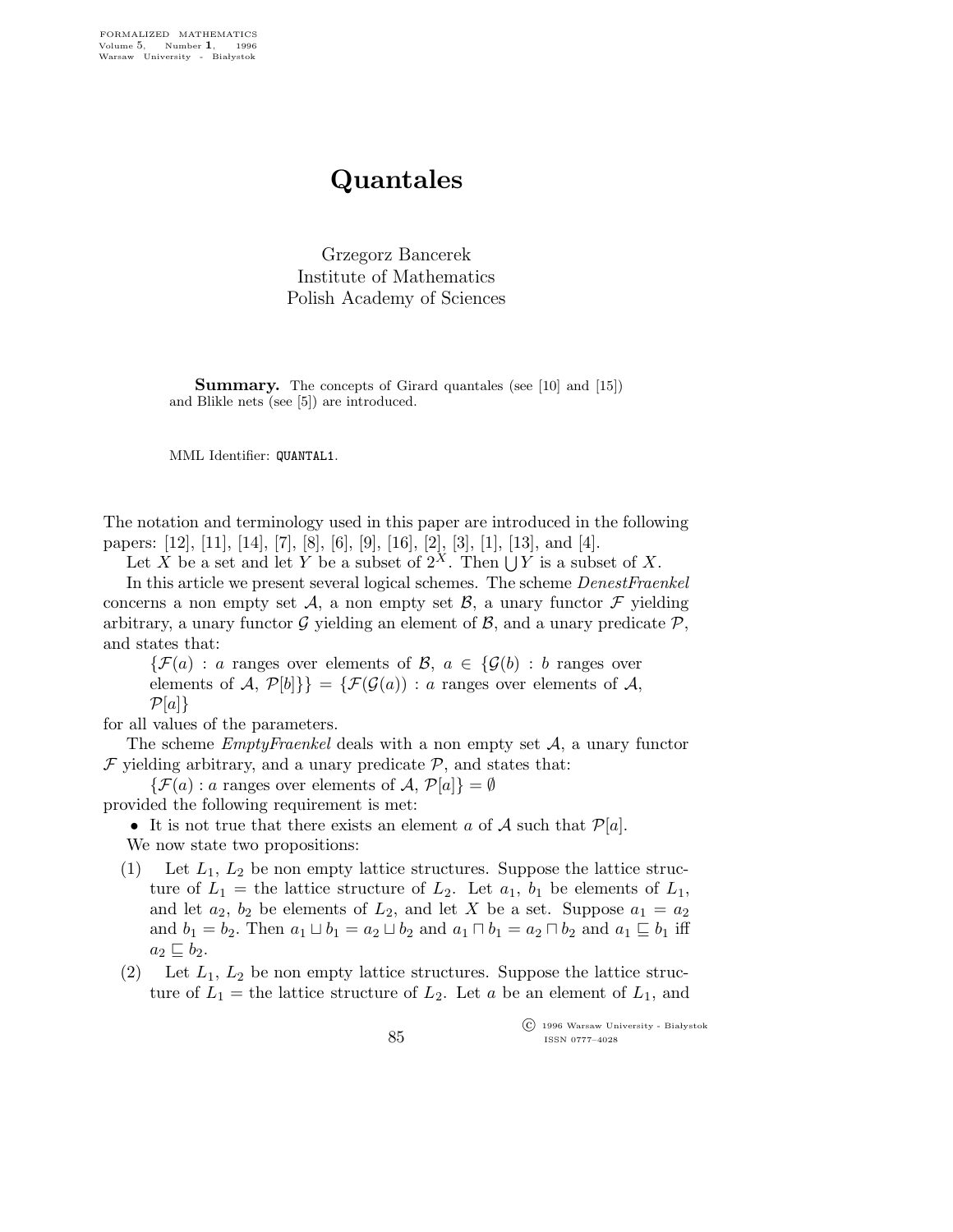# Quantales

Grzegorz Bancerek
Institute of Mathematics
Polish Academy of Sciences

**Summary.** The concepts of Girard quantales (see [10] and [15]) and Blikle nets (see [5]) are introduced.

MML Identifier: QUANTAL1.

The notation and terminology used in this paper are introduced in the following papers: [12], [11], [14], [7], [8], [6], [9], [16], [2], [3], [1], [13], and [4].

Let $X$ be a set and let $Y$ be a subset of $2^X$. Then $\bigcup Y$ is a subset of $X$.

In this article we present several logical schemes. The scheme *DenestFraenkel* concerns a non empty set $\mathcal{A}$, a non empty set $\mathcal{B}$, a unary functor $\mathcal{F}$ yielding arbitrary, a unary functor $\mathcal{G}$ yielding an element of $\mathcal{B}$, and a unary predicate $\mathcal{P}$, and states that:

> $\{\mathcal{F}(a) : a$ ranges over elements of $\mathcal{B}$, $a \in \{\mathcal{G}(b) : b$ ranges over elements of $\mathcal{A}$, $\mathcal{P}[b]\}\} = \{\mathcal{F}(\mathcal{G}(a)) : a$ ranges over elements of $\mathcal{A}$, $\mathcal{P}[a]\}$

for all values of the parameters.

The scheme *EmptyFraenkel* deals with a non empty set $\mathcal{A}$, a unary functor $\mathcal{F}$ yielding arbitrary, and a unary predicate $\mathcal{P}$, and states that:

> $\{\mathcal{F}(a) : a$ ranges over elements of $\mathcal{A}$, $\mathcal{P}[a]\} = \emptyset$

provided the following requirement is met:

- It is not true that there exists an element $a$ of $\mathcal{A}$ such that $\mathcal{P}[a]$.

We now state two propositions:

(1) Let $L_1$, $L_2$ be non empty lattice structures. Suppose the lattice structure of $L_1$ = the lattice structure of $L_2$. Let $a_1$, $b_1$ be elements of $L_1$, and let $a_2$, $b_2$ be elements of $L_2$, and let $X$ be a set. Suppose $a_1 = a_2$ and $b_1 = b_2$. Then $a_1 \sqcup b_1 = a_2 \sqcup b_2$ and $a_1 \sqcap b_1 = a_2 \sqcap b_2$ and $a_1 \sqsubseteq b_1$ iff $a_2 \sqsubseteq b_2$.

(2) Let $L_1$, $L_2$ be non empty lattice structures. Suppose the lattice structure of $L_1$ = the lattice structure of $L_2$. Let $a$ be an element of $L_1$, and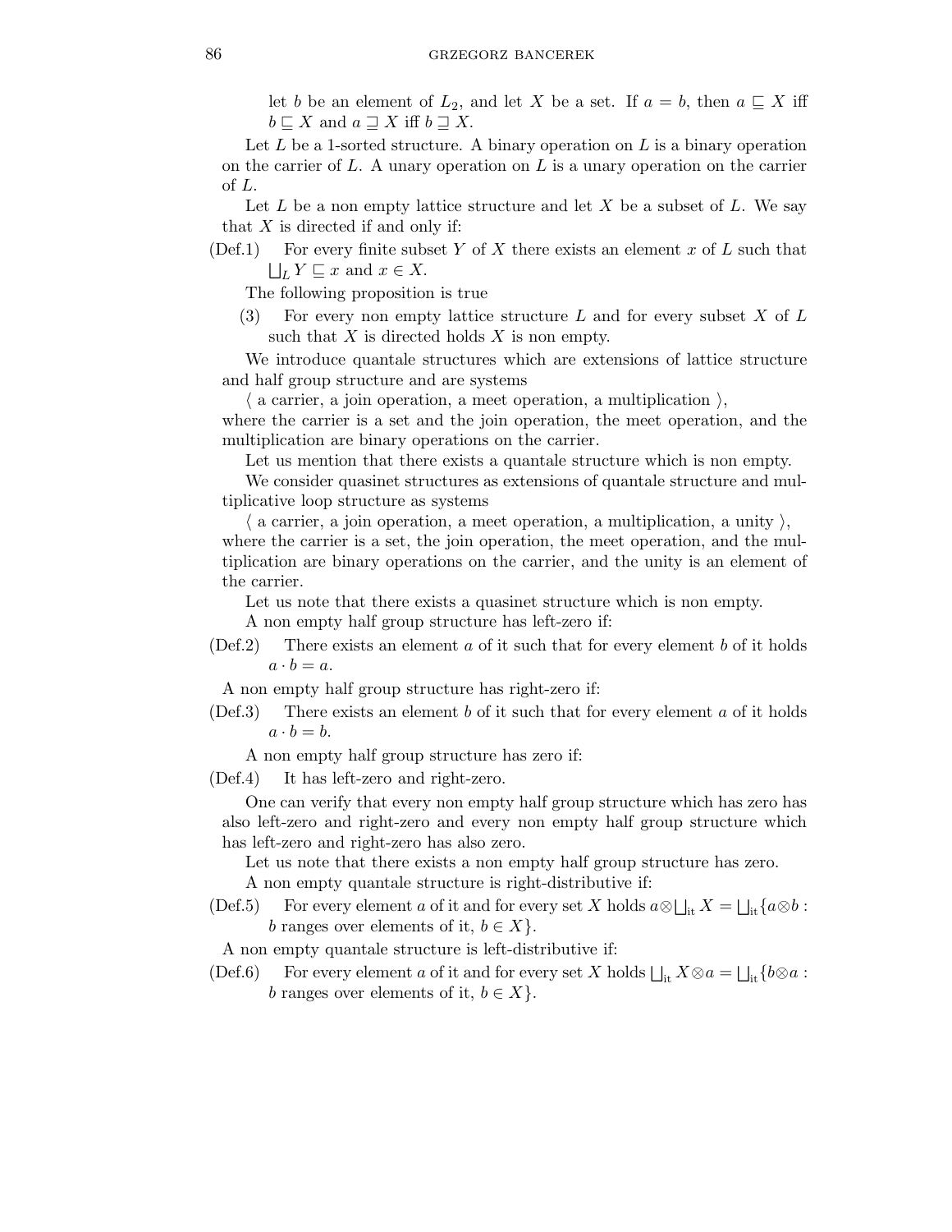let $b$ be an element of $L_2$, and let $X$ be a set. If $a = b$, then $a \sqsubseteq X$ iff $b \sqsubseteq X$ and $a \sqsupseteq X$ iff $b \sqsupseteq X$.

Let $L$ be a 1-sorted structure. A binary operation on $L$ is a binary operation on the carrier of $L$. A unary operation on $L$ is a unary operation on the carrier of $L$.

Let $L$ be a non empty lattice structure and let $X$ be a subset of $L$. We say that $X$ is directed if and only if:

(Def.1) For every finite subset $Y$ of $X$ there exists an element $x$ of $L$ such that $\bigsqcup_L Y \sqsubseteq x$ and $x \in X$.

The following proposition is true

(3) For every non empty lattice structure $L$ and for every subset $X$ of $L$ such that $X$ is directed holds $X$ is non empty.

We introduce quantale structures which are extensions of lattice structure and half group structure and are systems

⟨ a carrier, a join operation, a meet operation, a multiplication ⟩,

where the carrier is a set and the join operation, the meet operation, and the multiplication are binary operations on the carrier.

Let us mention that there exists a quantale structure which is non empty.

We consider quasinet structures as extensions of quantale structure and multiplicative loop structure as systems

⟨ a carrier, a join operation, a meet operation, a multiplication, a unity ⟩,

where the carrier is a set, the join operation, the meet operation, and the multiplication are binary operations on the carrier, and the unity is an element of the carrier.

Let us note that there exists a quasinet structure which is non empty.

A non empty half group structure has left-zero if:

(Def.2) There exists an element $a$ of it such that for every element $b$ of it holds $a \cdot b = a$.

A non empty half group structure has right-zero if:

(Def.3) There exists an element $b$ of it such that for every element $a$ of it holds $a \cdot b = b$.

A non empty half group structure has zero if:

(Def.4) It has left-zero and right-zero.

One can verify that every non empty half group structure which has zero has also left-zero and right-zero and every non empty half group structure which has left-zero and right-zero has also zero.

Let us note that there exists a non empty half group structure has zero.

A non empty quantale structure is right-distributive if:

(Def.5) For every element $a$ of it and for every set $X$ holds $a \otimes \bigsqcup_{\text{it}} X = \bigsqcup_{\text{it}} \{a \otimes b :$ $b$ ranges over elements of it, $b \in X\}$.

A non empty quantale structure is left-distributive if:

(Def.6) For every element $a$ of it and for every set $X$ holds $\bigsqcup_{\text{it}} X \otimes a = \bigsqcup_{\text{it}} \{b \otimes a :$ $b$ ranges over elements of it, $b \in X\}$.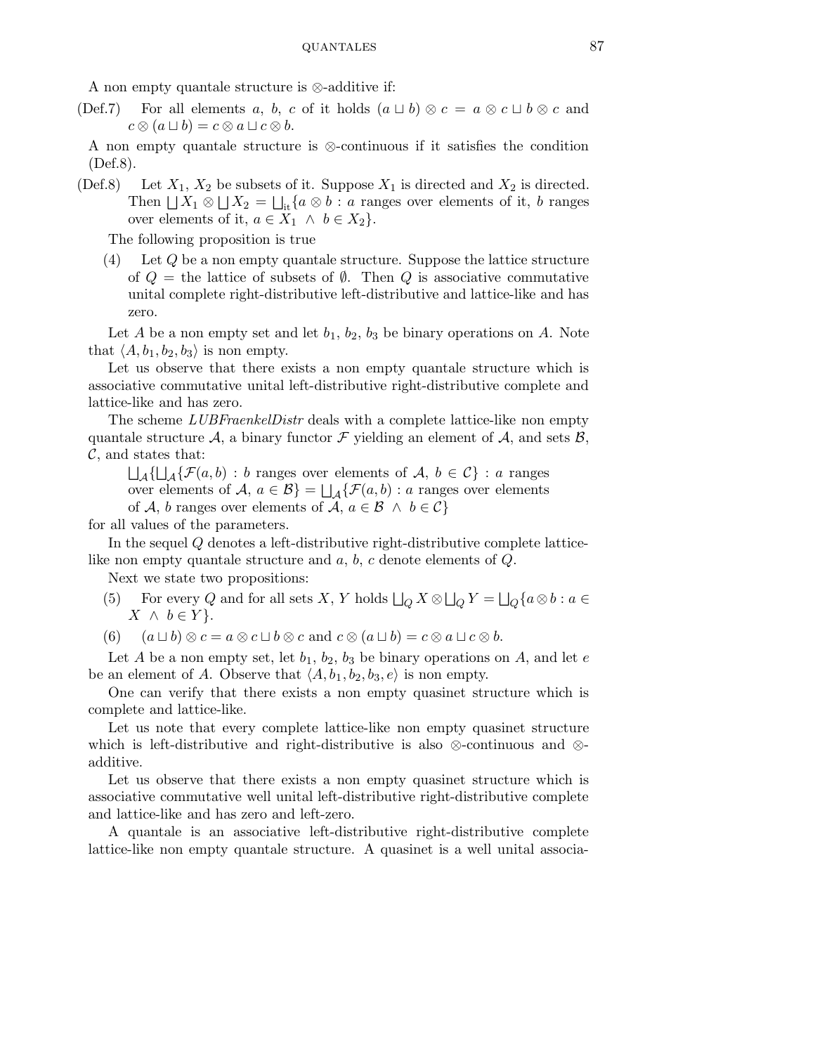A non empty quantale structure is $\otimes$-additive if:

(Def.7) For all elements $a$, $b$, $c$ of it holds $(a \sqcup b) \otimes c = a \otimes c \sqcup b \otimes c$ and $c \otimes (a \sqcup b) = c \otimes a \sqcup c \otimes b$.

A non empty quantale structure is $\otimes$-continuous if it satisfies the condition (Def.8).

(Def.8) Let $X_1$, $X_2$ be subsets of it. Suppose $X_1$ is directed and $X_2$ is directed. Then $\bigsqcup X_1 \otimes \bigsqcup X_2 = \bigsqcup_{\mathrm{it}}\{a \otimes b : a$ ranges over elements of it, $b$ ranges over elements of it, $a \in X_1 \ \wedge\ b \in X_2\}$.

The following proposition is true

(4) Let $Q$ be a non empty quantale structure. Suppose the lattice structure of $Q$ = the lattice of subsets of $\emptyset$. Then $Q$ is associative commutative unital complete right-distributive left-distributive and lattice-like and has zero.

Let $A$ be a non empty set and let $b_1$, $b_2$, $b_3$ be binary operations on $A$. Note that $\langle A, b_1, b_2, b_3\rangle$ is non empty.

Let us observe that there exists a non empty quantale structure which is associative commutative unital left-distributive right-distributive complete and lattice-like and has zero.

The scheme *LUBFraenkelDistr* deals with a complete lattice-like non empty quantale structure $\mathcal{A}$, a binary functor $\mathcal{F}$ yielding an element of $\mathcal{A}$, and sets $\mathcal{B}$, $\mathcal{C}$, and states that:

$\bigsqcup_{\mathcal{A}}\{\bigsqcup_{\mathcal{A}}\{\mathcal{F}(a,b) : b$ ranges over elements of $\mathcal{A}$, $b \in \mathcal{C}\} : a$ ranges over elements of $\mathcal{A}$, $a \in \mathcal{B}\} = \bigsqcup_{\mathcal{A}}\{\mathcal{F}(a,b) : a$ ranges over elements of $\mathcal{A}$, $b$ ranges over elements of $\mathcal{A}$, $a \in \mathcal{B} \ \wedge\ b \in \mathcal{C}\}$

for all values of the parameters.

In the sequel $Q$ denotes a left-distributive right-distributive complete lattice-like non empty quantale structure and $a$, $b$, $c$ denote elements of $Q$.

Next we state two propositions:

(5) For every $Q$ and for all sets $X$, $Y$ holds $\bigsqcup_Q X \otimes \bigsqcup_Q Y = \bigsqcup_Q\{a \otimes b : a \in X \ \wedge\ b \in Y\}$.

(6) $(a \sqcup b) \otimes c = a \otimes c \sqcup b \otimes c$ and $c \otimes (a \sqcup b) = c \otimes a \sqcup c \otimes b$.

Let $A$ be a non empty set, let $b_1$, $b_2$, $b_3$ be binary operations on $A$, and let $e$ be an element of $A$. Observe that $\langle A, b_1, b_2, b_3, e\rangle$ is non empty.

One can verify that there exists a non empty quasinet structure which is complete and lattice-like.

Let us note that every complete lattice-like non empty quasinet structure which is left-distributive and right-distributive is also $\otimes$-continuous and $\otimes$-additive.

Let us observe that there exists a non empty quasinet structure which is associative commutative well unital left-distributive right-distributive complete and lattice-like and has zero and left-zero.

A quantale is an associative left-distributive right-distributive complete lattice-like non empty quantale structure. A quasinet is a well unital associa-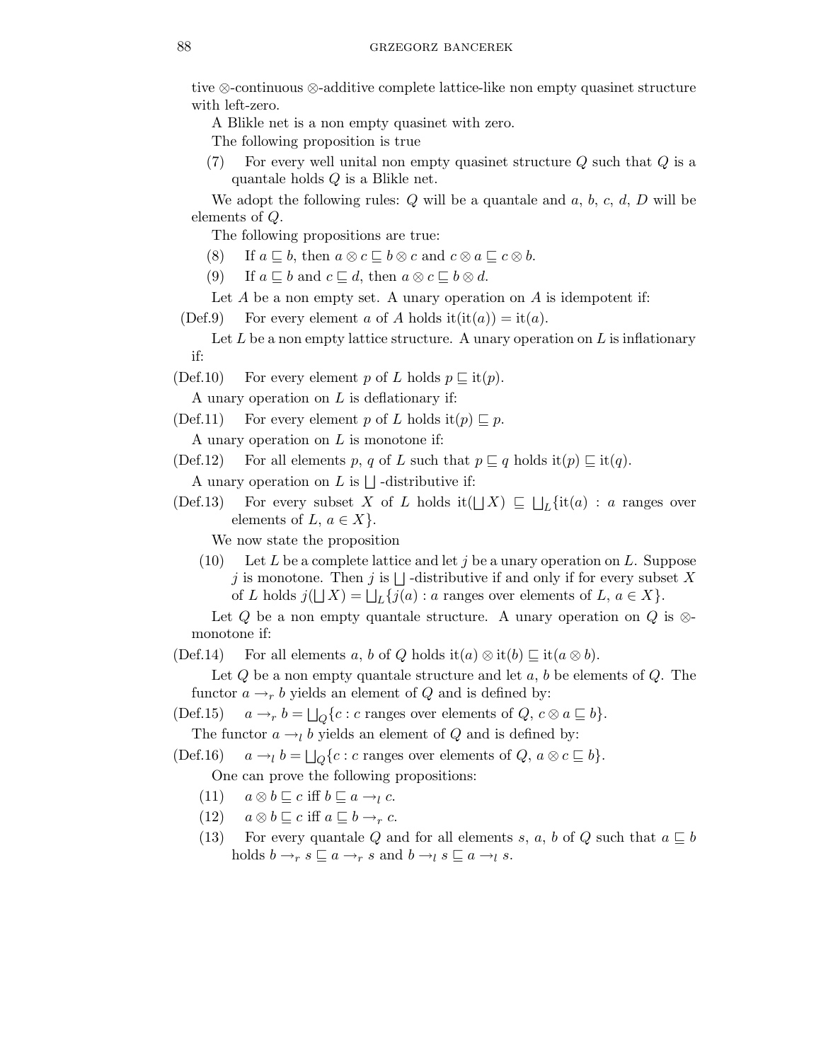tive $\otimes$-continuous $\otimes$-additive complete lattice-like non empty quasinet structure with left-zero.

A Blikle net is a non empty quasinet with zero.

The following proposition is true

(7) For every well unital non empty quasinet structure $Q$ such that $Q$ is a quantale holds $Q$ is a Blikle net.

We adopt the following rules: $Q$ will be a quantale and $a$, $b$, $c$, $d$, $D$ will be elements of $Q$.

The following propositions are true:

(8) If $a \sqsubseteq b$, then $a \otimes c \sqsubseteq b \otimes c$ and $c \otimes a \sqsubseteq c \otimes b$.

(9) If $a \sqsubseteq b$ and $c \sqsubseteq d$, then $a \otimes c \sqsubseteq b \otimes d$.

Let $A$ be a non empty set. A unary operation on $A$ is idempotent if:

(Def.9) For every element $a$ of $A$ holds $\mathrm{it}(\mathrm{it}(a)) = \mathrm{it}(a)$.

Let $L$ be a non empty lattice structure. A unary operation on $L$ is inflationary if:

(Def.10) For every element $p$ of $L$ holds $p \sqsubseteq \mathrm{it}(p)$.

A unary operation on $L$ is deflationary if:

(Def.11) For every element $p$ of $L$ holds $\mathrm{it}(p) \sqsubseteq p$.

A unary operation on $L$ is monotone if:

(Def.12) For all elements $p$, $q$ of $L$ such that $p \sqsubseteq q$ holds $\mathrm{it}(p) \sqsubseteq \mathrm{it}(q)$.

A unary operation on $L$ is $\bigsqcup$-distributive if:

(Def.13) For every subset $X$ of $L$ holds $\mathrm{it}(\bigsqcup X) \sqsubseteq \bigsqcup_L \{\mathrm{it}(a) : a$ ranges over elements of $L$, $a \in X\}$.

We now state the proposition

(10) Let $L$ be a complete lattice and let $j$ be a unary operation on $L$. Suppose $j$ is monotone. Then $j$ is $\bigsqcup$-distributive if and only if for every subset $X$ of $L$ holds $j(\bigsqcup X) = \bigsqcup_L \{j(a) : a$ ranges over elements of $L$, $a \in X\}$.

Let $Q$ be a non empty quantale structure. A unary operation on $Q$ is $\otimes$-monotone if:

(Def.14) For all elements $a$, $b$ of $Q$ holds $\mathrm{it}(a) \otimes \mathrm{it}(b) \sqsubseteq \mathrm{it}(a \otimes b)$.

Let $Q$ be a non empty quantale structure and let $a$, $b$ be elements of $Q$. The functor $a \to_r b$ yields an element of $Q$ and is defined by:

(Def.15) $a \to_r b = \bigsqcup_Q \{c : c$ ranges over elements of $Q$, $c \otimes a \sqsubseteq b\}$.

The functor $a \to_l b$ yields an element of $Q$ and is defined by:

(Def.16) $a \to_l b = \bigsqcup_Q \{c : c$ ranges over elements of $Q$, $a \otimes c \sqsubseteq b\}$.

One can prove the following propositions:

(11) $a \otimes b \sqsubseteq c$ iff $b \sqsubseteq a \to_l c$.

(12) $a \otimes b \sqsubseteq c$ iff $a \sqsubseteq b \to_r c$.

(13) For every quantale $Q$ and for all elements $s$, $a$, $b$ of $Q$ such that $a \sqsubseteq b$ holds $b \to_r s \sqsubseteq a \to_r s$ and $b \to_l s \sqsubseteq a \to_l s$.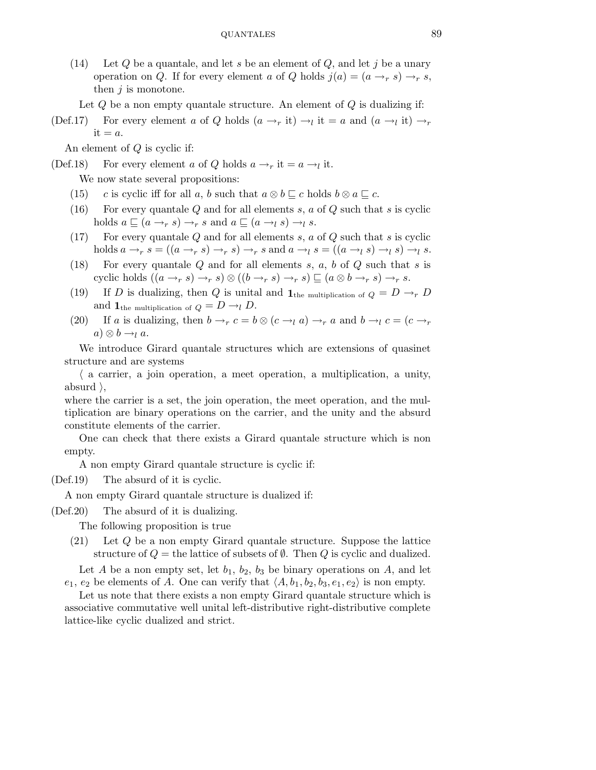(14) Let $Q$ be a quantale, and let $s$ be an element of $Q$, and let $j$ be a unary operation on $Q$. If for every element $a$ of $Q$ holds $j(a) = (a \to_r s) \to_r s$, then $j$ is monotone.

Let $Q$ be a non empty quantale structure. An element of $Q$ is dualizing if:

(Def.17) For every element $a$ of $Q$ holds $(a \to_r \text{it}) \to_l \text{it} = a$ and $(a \to_l \text{it}) \to_r \text{it} = a$.

An element of $Q$ is cyclic if:

(Def.18) For every element $a$ of $Q$ holds $a \to_r \text{it} = a \to_l \text{it}$.

We now state several propositions:

(15) $c$ is cyclic iff for all $a$, $b$ such that $a \otimes b \sqsubseteq c$ holds $b \otimes a \sqsubseteq c$.

(16) For every quantale $Q$ and for all elements $s$, $a$ of $Q$ such that $s$ is cyclic holds $a \sqsubseteq (a \to_r s) \to_r s$ and $a \sqsubseteq (a \to_l s) \to_l s$.

(17) For every quantale $Q$ and for all elements $s$, $a$ of $Q$ such that $s$ is cyclic holds $a \to_r s = ((a \to_r s) \to_r s) \to_r s$ and $a \to_l s = ((a \to_l s) \to_l s) \to_l s$.

(18) For every quantale $Q$ and for all elements $s$, $a$, $b$ of $Q$ such that $s$ is cyclic holds $((a \to_r s) \to_r s) \otimes ((b \to_r s) \to_r s) \sqsubseteq (a \otimes b \to_r s) \to_r s$.

(19) If $D$ is dualizing, then $Q$ is unital and $\mathbf{1}_{\text{the multiplication of } Q} = D \to_r D$ and $\mathbf{1}_{\text{the multiplication of } Q} = D \to_l D$.

(20) If $a$ is dualizing, then $b \to_r c = b \otimes (c \to_l a) \to_r a$ and $b \to_l c = (c \to_r a) \otimes b \to_l a$.

We introduce Girard quantale structures which are extensions of quasinet structure and are systems

⟨ a carrier, a join operation, a meet operation, a multiplication, a unity, absurd ⟩,

where the carrier is a set, the join operation, the meet operation, and the multiplication are binary operations on the carrier, and the unity and the absurd constitute elements of the carrier.

One can check that there exists a Girard quantale structure which is non empty.

A non empty Girard quantale structure is cyclic if:

(Def.19) The absurd of it is cyclic.

A non empty Girard quantale structure is dualized if:

(Def.20) The absurd of it is dualizing.

The following proposition is true

(21) Let $Q$ be a non empty Girard quantale structure. Suppose the lattice structure of $Q$ = the lattice of subsets of $\emptyset$. Then $Q$ is cyclic and dualized.

Let $A$ be a non empty set, let $b_1$, $b_2$, $b_3$ be binary operations on $A$, and let $e_1$, $e_2$ be elements of $A$. One can verify that $\langle A, b_1, b_2, b_3, e_1, e_2 \rangle$ is non empty.

Let us note that there exists a non empty Girard quantale structure which is associative commutative well unital left-distributive right-distributive complete lattice-like cyclic dualized and strict.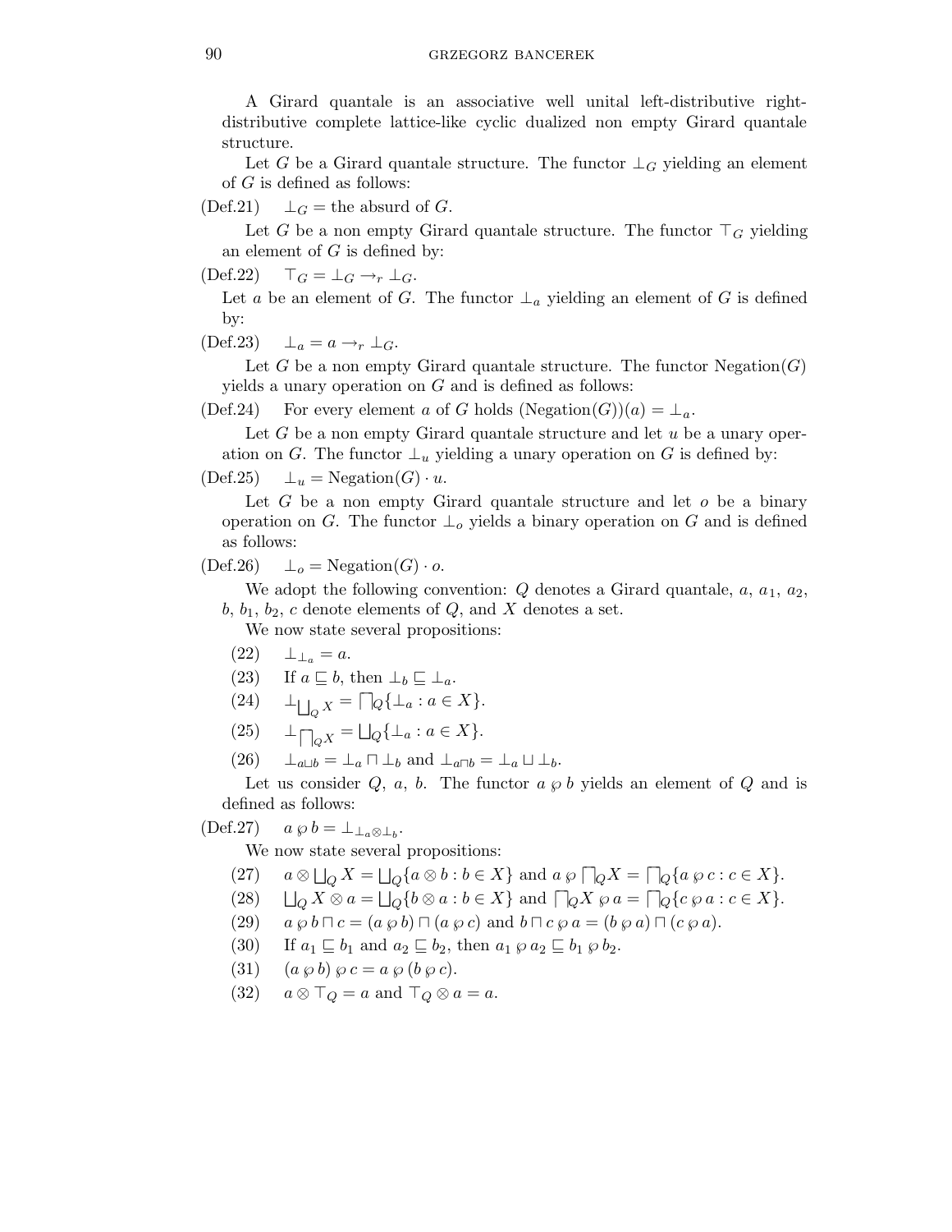A Girard quantale is an associative well unital left-distributive right-distributive complete lattice-like cyclic dualized non empty Girard quantale structure.

Let $G$ be a Girard quantale structure. The functor $\bot_G$ yielding an element of $G$ is defined as follows:

(Def.21) $\bot_G =$ the absurd of $G$.

Let $G$ be a non empty Girard quantale structure. The functor $\top_G$ yielding an element of $G$ is defined by:

(Def.22) $\top_G = \bot_G \to_r \bot_G$.

Let $a$ be an element of $G$. The functor $\bot_a$ yielding an element of $G$ is defined by:

(Def.23) $\bot_a = a \to_r \bot_G$.

Let $G$ be a non empty Girard quantale structure. The functor $\mathrm{Negation}(G)$ yields a unary operation on $G$ and is defined as follows:

(Def.24) For every element $a$ of $G$ holds $(\mathrm{Negation}(G))(a) = \bot_a$.

Let $G$ be a non empty Girard quantale structure and let $u$ be a unary operation on $G$. The functor $\bot_u$ yielding a unary operation on $G$ is defined by:

(Def.25) $\bot_u = \mathrm{Negation}(G) \cdot u$.

Let $G$ be a non empty Girard quantale structure and let $o$ be a binary operation on $G$. The functor $\bot_o$ yields a binary operation on $G$ and is defined as follows:

(Def.26) $\bot_o = \mathrm{Negation}(G) \cdot o$.

We adopt the following convention: $Q$ denotes a Girard quantale, $a$, $a_1$, $a_2$, $b$, $b_1$, $b_2$, $c$ denote elements of $Q$, and $X$ denotes a set.

We now state several propositions:

(22) $\bot_{\bot_a} = a$.

(23) If $a \sqsubseteq b$, then $\bot_b \sqsubseteq \bot_a$.

(24) $\bot_{\bigsqcup_Q X} = \bigsqcap_Q \{\bot_a : a \in X\}$.

(25) $\bot_{\bigsqcap_Q X} = \bigsqcup_Q \{\bot_a : a \in X\}$.

(26) $\bot_{a \sqcup b} = \bot_a \sqcap \bot_b$ and $\bot_{a \sqcap b} = \bot_a \sqcup \bot_b$.

Let us consider $Q$, $a$, $b$. The functor $a \wp b$ yields an element of $Q$ and is defined as follows:

(Def.27) $a \wp b = \bot_{\bot_a \otimes \bot_b}$.

We now state several propositions:

(27) $a \otimes \bigsqcup_Q X = \bigsqcup_Q \{a \otimes b : b \in X\}$ and $a \wp \bigsqcap_Q X = \bigsqcap_Q \{a \wp c : c \in X\}$.

(28) $\bigsqcup_Q X \otimes a = \bigsqcup_Q \{b \otimes a : b \in X\}$ and $\bigsqcap_Q X \wp a = \bigsqcap_Q \{c \wp a : c \in X\}$.

(29) $a \wp b \sqcap c = (a \wp b) \sqcap (a \wp c)$ and $b \sqcap c \wp a = (b \wp a) \sqcap (c \wp a)$.

(30) If $a_1 \sqsubseteq b_1$ and $a_2 \sqsubseteq b_2$, then $a_1 \wp a_2 \sqsubseteq b_1 \wp b_2$.

(31) $(a \wp b) \wp c = a \wp (b \wp c)$.

(32) $a \otimes \top_Q = a$ and $\top_Q \otimes a = a$.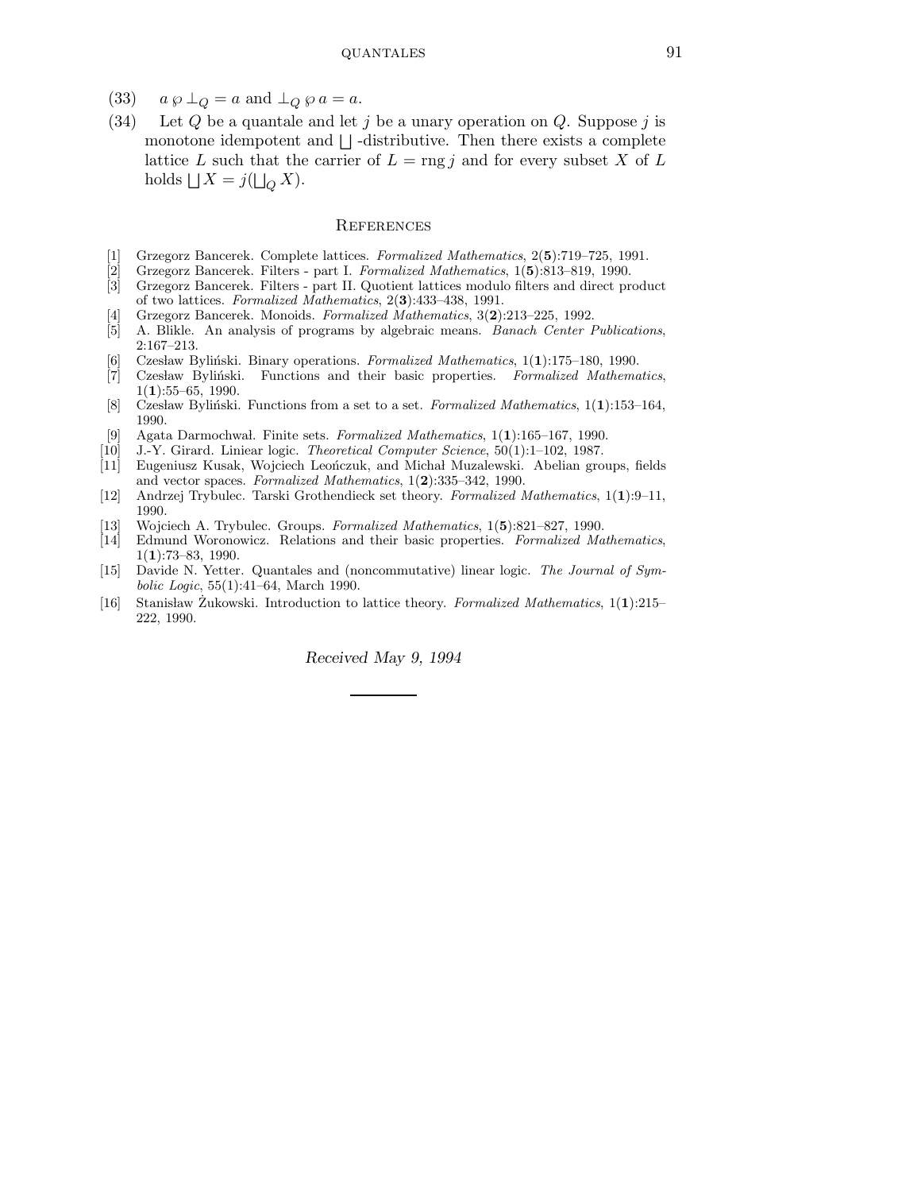(33) $a \wp \bot_Q = a$ and $\bot_Q \wp a = a$.

(34) Let $Q$ be a quantale and let $j$ be a unary operation on $Q$. Suppose $j$ is monotone idempotent and $\bigsqcup$ -distributive. Then there exists a complete lattice $L$ such that the carrier of $L = \operatorname{rng} j$ and for every subset $X$ of $L$ holds $\bigsqcup X = j(\bigsqcup_Q X)$.

## References

[1] Grzegorz Bancerek. Complete lattices. *Formalized Mathematics*, 2(**5**):719–725, 1991.

[2] Grzegorz Bancerek. Filters - part I. *Formalized Mathematics*, 1(**5**):813–819, 1990.

[3] Grzegorz Bancerek. Filters - part II. Quotient lattices modulo filters and direct product of two lattices. *Formalized Mathematics*, 2(**3**):433–438, 1991.

[4] Grzegorz Bancerek. Monoids. *Formalized Mathematics*, 3(**2**):213–225, 1992.

[5] A. Blikle. An analysis of programs by algebraic means. *Banach Center Publications*, 2:167–213.

[6] Czesław Byliński. Binary operations. *Formalized Mathematics*, 1(**1**):175–180, 1990.

[7] Czesław Byliński. Functions and their basic properties. *Formalized Mathematics*, 1(**1**):55–65, 1990.

[8] Czesław Byliński. Functions from a set to a set. *Formalized Mathematics*, 1(**1**):153–164, 1990.

[9] Agata Darmochwał. Finite sets. *Formalized Mathematics*, 1(**1**):165–167, 1990.

[10] J.-Y. Girard. Liniear logic. *Theoretical Computer Science*, 50(1):1–102, 1987.

[11] Eugeniusz Kusak, Wojciech Leończuk, and Michał Muzalewski. Abelian groups, fields and vector spaces. *Formalized Mathematics*, 1(**2**):335–342, 1990.

[12] Andrzej Trybulec. Tarski Grothendieck set theory. *Formalized Mathematics*, 1(**1**):9–11, 1990.

[13] Wojciech A. Trybulec. Groups. *Formalized Mathematics*, 1(**5**):821–827, 1990.

[14] Edmund Woronowicz. Relations and their basic properties. *Formalized Mathematics*, 1(**1**):73–83, 1990.

[15] Davide N. Yetter. Quantales and (noncommutative) linear logic. *The Journal of Symbolic Logic*, 55(1):41–64, March 1990.

[16] Stanisław Żukowski. Introduction to lattice theory. *Formalized Mathematics*, 1(**1**):215–222, 1990.

*Received May 9, 1994*